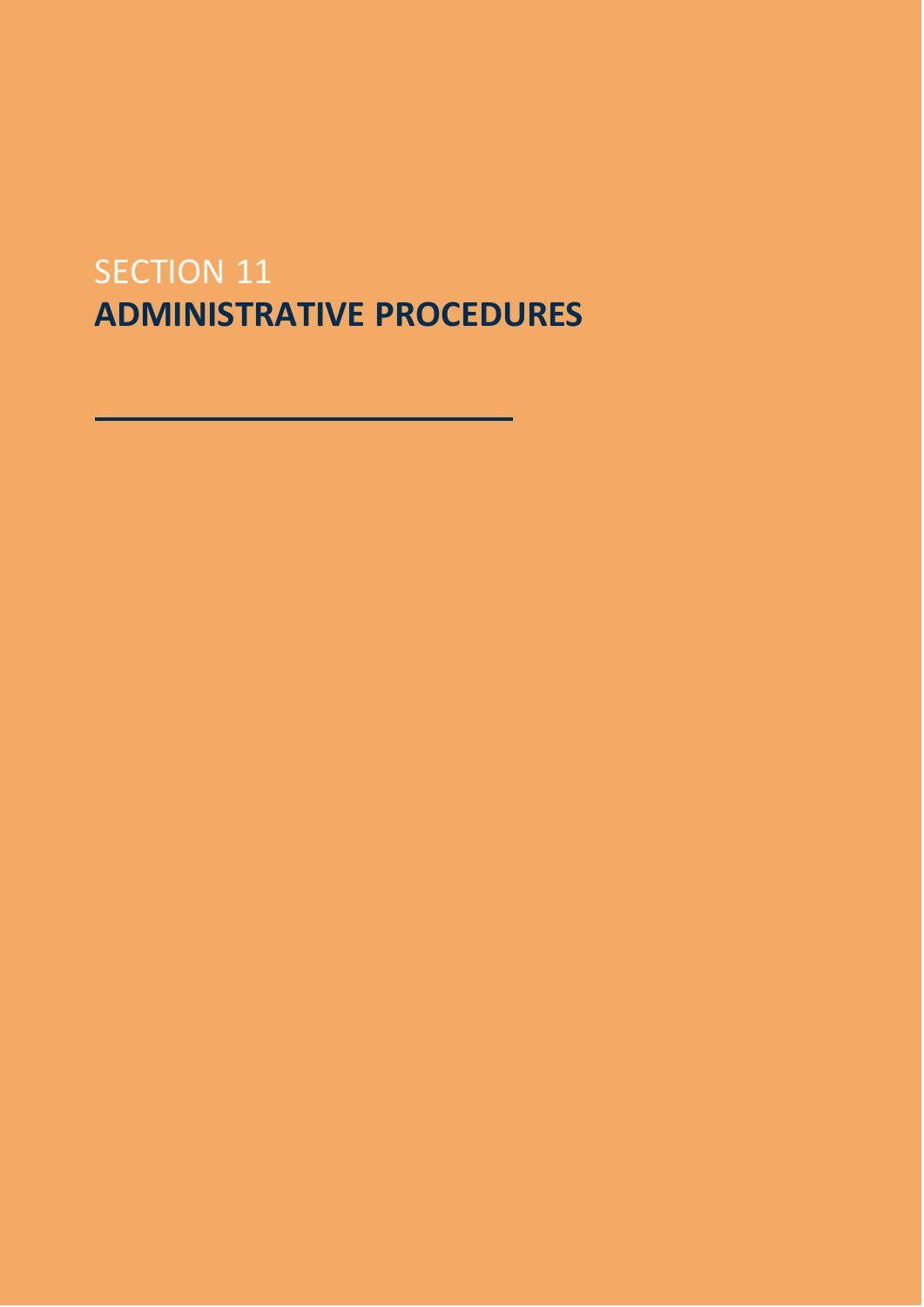SECTION 11

# ADMINISTRATIVE PROCEDURES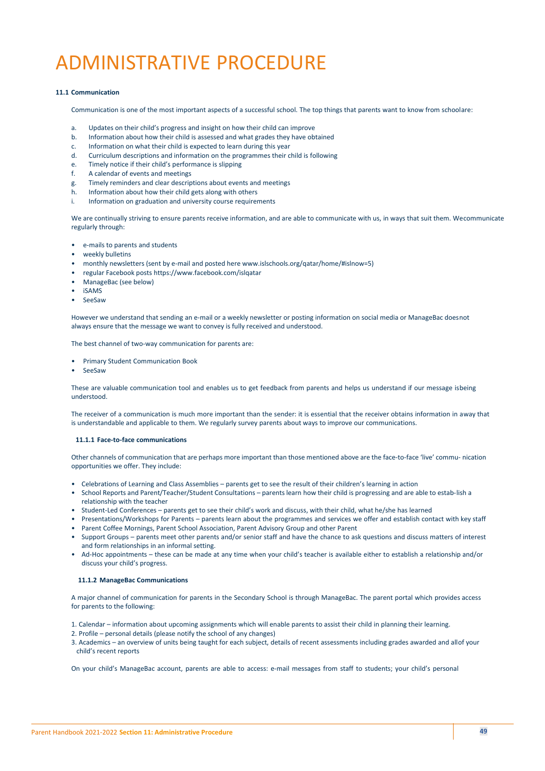# ADMINISTRATIVE PROCEDURE

**11.1 Communication**

Communication is one of the most important aspects of a successful school. The top things that parents want to know from schoolare:

a. Updates on their child's progress and insight on how their child can improve
b. Information about how their child is assessed and what grades they have obtained
c. Information on what their child is expected to learn during this year
d. Curriculum descriptions and information on the programmes their child is following
e. Timely notice if their child's performance is slipping
f. A calendar of events and meetings
g. Timely reminders and clear descriptions about events and meetings
h. Information about how their child gets along with others
i. Information on graduation and university course requirements

We are continually striving to ensure parents receive information, and are able to communicate with us, in ways that suit them. Wecommunicate regularly through:

- e-mails to parents and students
- weekly bulletins
- monthly newsletters (sent by e-mail and posted here www.islschools.org/qatar/home/#islnow=5)
- regular Facebook posts https://www.facebook.com/islqatar
- ManageBac (see below)
- iSAMS
- SeeSaw

However we understand that sending an e-mail or a weekly newsletter or posting information on social media or ManageBac doesnot always ensure that the message we want to convey is fully received and understood.

The best channel of two-way communication for parents are:

- Primary Student Communication Book
- SeeSaw

These are valuable communication tool and enables us to get feedback from parents and helps us understand if our message isbeing understood.

The receiver of a communication is much more important than the sender: it is essential that the receiver obtains information in away that is understandable and applicable to them. We regularly survey parents about ways to improve our communications.

**11.1.1 Face-to-face communications**

Other channels of communication that are perhaps more important than those mentioned above are the face-to-face 'live' commu- nication opportunities we offer. They include:

- Celebrations of Learning and Class Assemblies – parents get to see the result of their children's learning in action
- School Reports and Parent/Teacher/Student Consultations – parents learn how their child is progressing and are able to estab-lish a relationship with the teacher
- Student-Led Conferences – parents get to see their child's work and discuss, with their child, what he/she has learned
- Presentations/Workshops for Parents – parents learn about the programmes and services we offer and establish contact with key staff
- Parent Coffee Mornings, Parent School Association, Parent Advisory Group and other Parent
- Support Groups – parents meet other parents and/or senior staff and have the chance to ask questions and discuss matters of interest and form relationships in an informal setting.
- Ad-Hoc appointments – these can be made at any time when your child's teacher is available either to establish a relationship and/or discuss your child's progress.

**11.1.2 ManageBac Communications**

A major channel of communication for parents in the Secondary School is through ManageBac. The parent portal which provides access for parents to the following:

1. Calendar – information about upcoming assignments which will enable parents to assist their child in planning their learning.
2. Profile – personal details (please notify the school of any changes)
3. Academics – an overview of units being taught for each subject, details of recent assessments including grades awarded and allof your child's recent reports

On your child's ManageBac account, parents are able to access: e-mail messages from staff to students; your child's personal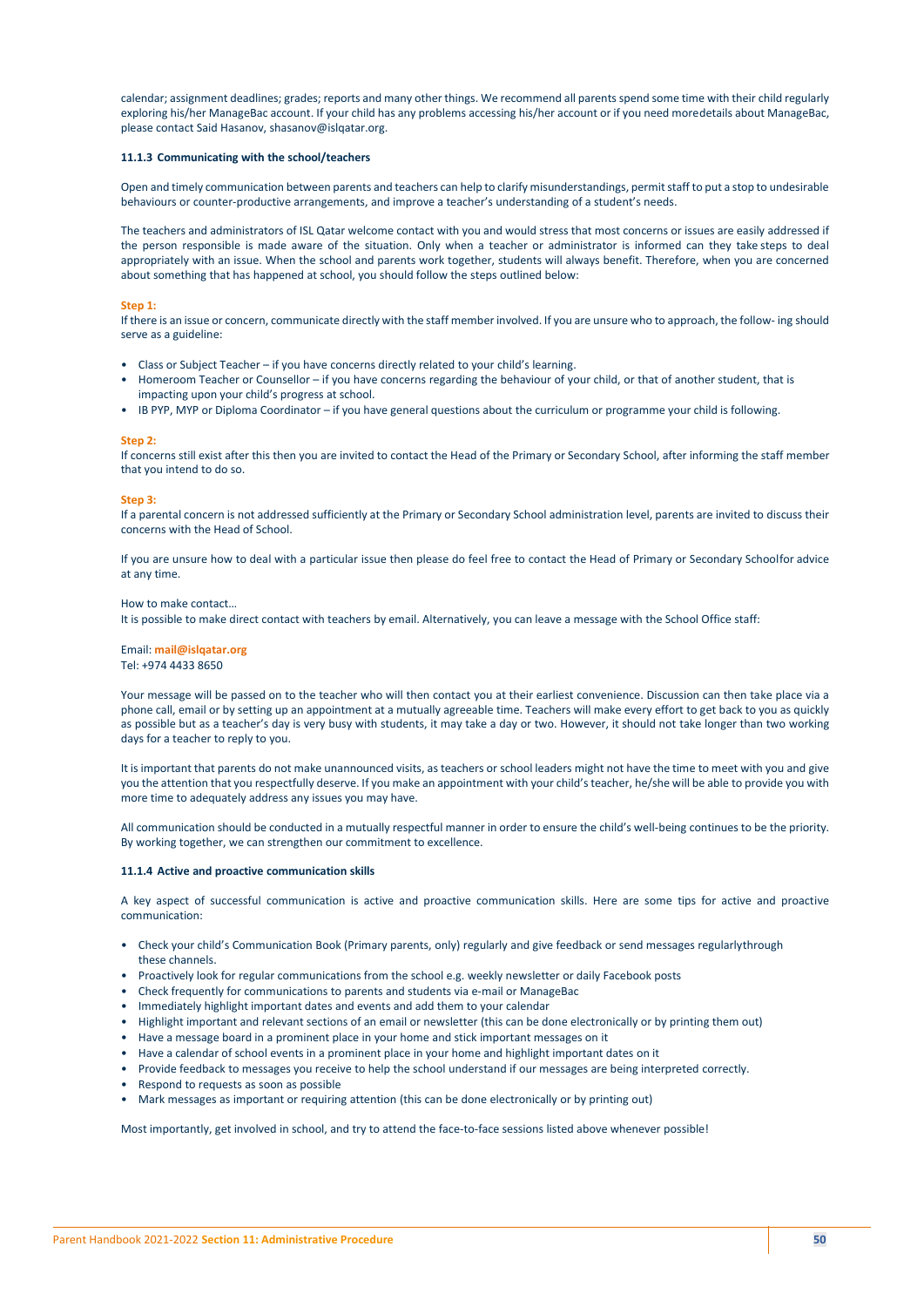calendar; assignment deadlines; grades; reports and many other things. We recommend all parents spend some time with their child regularly exploring his/her ManageBac account. If your child has any problems accessing his/her account or if you need moredetails about ManageBac, please contact Said Hasanov, shasanov@islqatar.org.

#### 11.1.3 Communicating with the school/teachers

Open and timely communication between parents and teachers can help to clarify misunderstandings, permit staff to put a stop to undesirable behaviours or counter-productive arrangements, and improve a teacher's understanding of a student's needs.

The teachers and administrators of ISL Qatar welcome contact with you and would stress that most concerns or issues are easily addressed if the person responsible is made aware of the situation. Only when a teacher or administrator is informed can they take steps to deal appropriately with an issue. When the school and parents work together, students will always benefit. Therefore, when you are concerned about something that has happened at school, you should follow the steps outlined below:

**Step 1:**
If there is an issue or concern, communicate directly with the staff member involved. If you are unsure who to approach, the follow- ing should serve as a guideline:

- Class or Subject Teacher – if you have concerns directly related to your child's learning.
- Homeroom Teacher or Counsellor – if you have concerns regarding the behaviour of your child, or that of another student, that is impacting upon your child's progress at school.
- IB PYP, MYP or Diploma Coordinator – if you have general questions about the curriculum or programme your child is following.

**Step 2:**
If concerns still exist after this then you are invited to contact the Head of the Primary or Secondary School, after informing the staff member that you intend to do so.

**Step 3:**
If a parental concern is not addressed sufficiently at the Primary or Secondary School administration level, parents are invited to discuss their concerns with the Head of School.

If you are unsure how to deal with a particular issue then please do feel free to contact the Head of Primary or Secondary Schoolfor advice at any time.

How to make contact…
It is possible to make direct contact with teachers by email. Alternatively, you can leave a message with the School Office staff:

Email: **mail@islqatar.org**
Tel: +974 4433 8650

Your message will be passed on to the teacher who will then contact you at their earliest convenience. Discussion can then take place via a phone call, email or by setting up an appointment at a mutually agreeable time. Teachers will make every effort to get back to you as quickly as possible but as a teacher's day is very busy with students, it may take a day or two. However, it should not take longer than two working days for a teacher to reply to you.

It is important that parents do not make unannounced visits, as teachers or school leaders might not have the time to meet with you and give you the attention that you respectfully deserve. If you make an appointment with your child's teacher, he/she will be able to provide you with more time to adequately address any issues you may have.

All communication should be conducted in a mutually respectful manner in order to ensure the child's well-being continues to be the priority. By working together, we can strengthen our commitment to excellence.

#### 11.1.4 Active and proactive communication skills

A key aspect of successful communication is active and proactive communication skills. Here are some tips for active and proactive communication:

- Check your child's Communication Book (Primary parents, only) regularly and give feedback or send messages regularlythrough these channels.
- Proactively look for regular communications from the school e.g. weekly newsletter or daily Facebook posts
- Check frequently for communications to parents and students via e-mail or ManageBac
- Immediately highlight important dates and events and add them to your calendar
- Highlight important and relevant sections of an email or newsletter (this can be done electronically or by printing them out)
- Have a message board in a prominent place in your home and stick important messages on it
- Have a calendar of school events in a prominent place in your home and highlight important dates on it
- Provide feedback to messages you receive to help the school understand if our messages are being interpreted correctly.
- Respond to requests as soon as possible
- Mark messages as important or requiring attention (this can be done electronically or by printing out)

Most importantly, get involved in school, and try to attend the face-to-face sessions listed above whenever possible!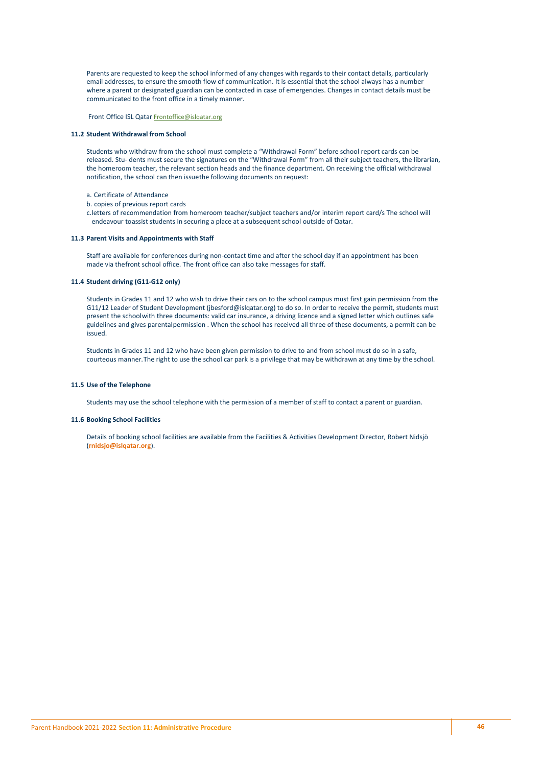Parents are requested to keep the school informed of any changes with regards to their contact details, particularly email addresses, to ensure the smooth flow of communication. It is essential that the school always has a number where a parent or designated guardian can be contacted in case of emergencies. Changes in contact details must be communicated to the front office in a timely manner.

Front Office ISL Qatar Frontoffice@islqatar.org

### 11.2 Student Withdrawal from School

Students who withdraw from the school must complete a "Withdrawal Form" before school report cards can be released. Stu- dents must secure the signatures on the "Withdrawal Form" from all their subject teachers, the librarian, the homeroom teacher, the relevant section heads and the finance department. On receiving the official withdrawal notification, the school can then issuethe following documents on request:

a. Certificate of Attendance

b. copies of previous report cards

c.letters of recommendation from homeroom teacher/subject teachers and/or interim report card/s The school will endeavour toassist students in securing a place at a subsequent school outside of Qatar.

### 11.3 Parent Visits and Appointments with Staff

Staff are available for conferences during non-contact time and after the school day if an appointment has been made via thefront school office. The front office can also take messages for staff.

### 11.4 Student driving (G11-G12 only)

Students in Grades 11 and 12 who wish to drive their cars on to the school campus must first gain permission from the G11/12 Leader of Student Development (jbesford@islqatar.org) to do so. In order to receive the permit, students must present the schoolwith three documents: valid car insurance, a driving licence and a signed letter which outlines safe guidelines and gives parentalpermission . When the school has received all three of these documents, a permit can be issued.

Students in Grades 11 and 12 who have been given permission to drive to and from school must do so in a safe, courteous manner.The right to use the school car park is a privilege that may be withdrawn at any time by the school.

### 11.5 Use of the Telephone

Students may use the school telephone with the permission of a member of staff to contact a parent or guardian.

### 11.6 Booking School Facilities

Details of booking school facilities are available from the Facilities & Activities Development Director, Robert Nidsjö (**rnidsjo@islqatar.org**).